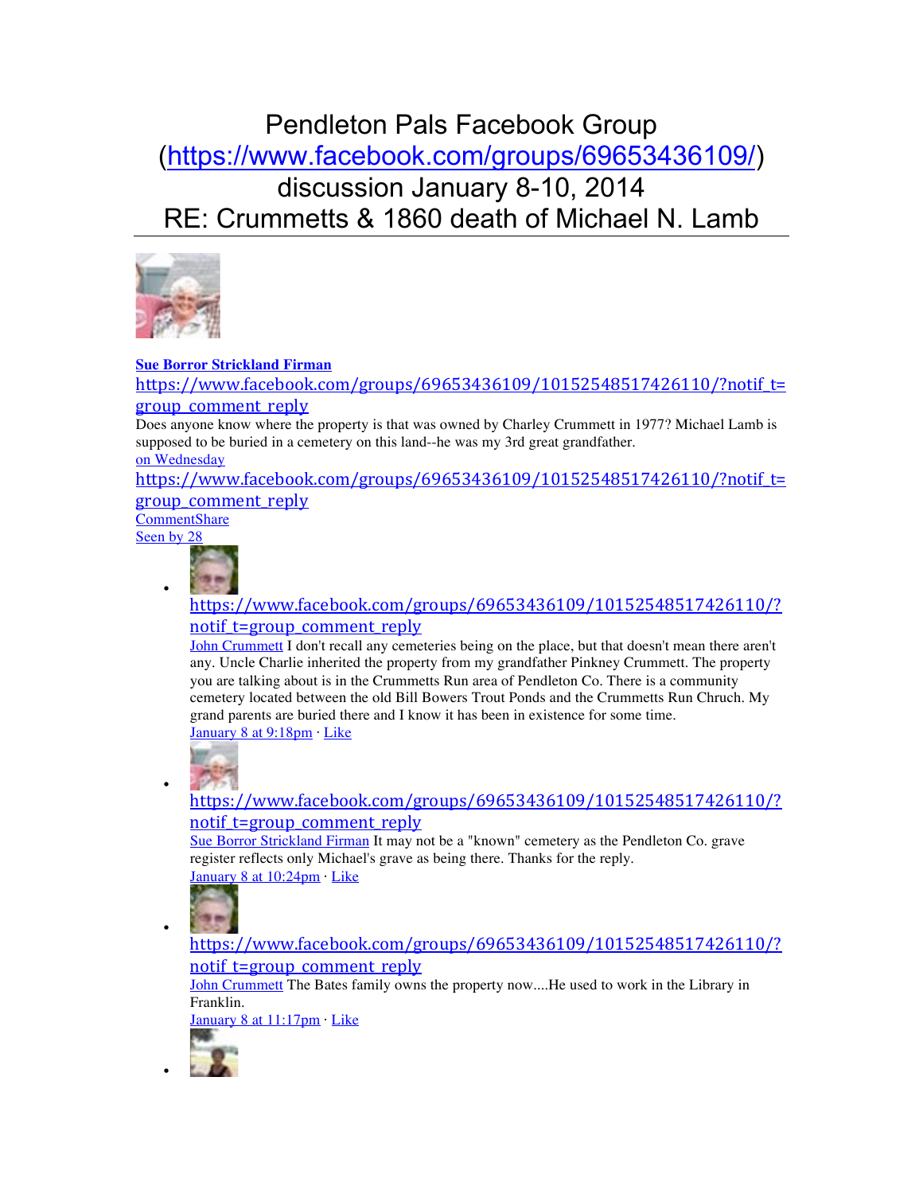# Pendleton Pals Facebook Group (https://www.facebook.com/groups/69653436109/) discussion January 8-10, 2014 RE: Crummetts & 1860 death of Michael N. Lamb

**Sue Borror Strickland Firman**

https://www.facebook.com/groups/69653436109/10152548517426110/?notif_t=group_comment_reply

Does anyone know where the property is that was owned by Charley Crummett in 1977? Michael Lamb is supposed to be buried in a cemetery on this land--he was my 3rd great grandfather.

on Wednesday

https://www.facebook.com/groups/69653436109/10152548517426110/?notif_t=group_comment_reply

CommentShare

Seen by 28

- https://www.facebook.com/groups/69653436109/10152548517426110/?notif_t=group_comment_reply
  John Crummett I don't recall any cemeteries being on the place, but that doesn't mean there aren't any. Uncle Charlie inherited the property from my grandfather Pinkney Crummett. The property you are talking about is in the Crummetts Run area of Pendleton Co. There is a community cemetery located between the old Bill Bowers Trout Ponds and the Crummetts Run Chruch. My grand parents are buried there and I know it has been in existence for some time.
  January 8 at 9:18pm · Like

- https://www.facebook.com/groups/69653436109/10152548517426110/?notif_t=group_comment_reply
  Sue Borror Strickland Firman It may not be a "known" cemetery as the Pendleton Co. grave register reflects only Michael's grave as being there. Thanks for the reply.
  January 8 at 10:24pm · Like

- https://www.facebook.com/groups/69653436109/10152548517426110/?notif_t=group_comment_reply
  John Crummett The Bates family owns the property now....He used to work in the Library in Franklin.
  January 8 at 11:17pm · Like

-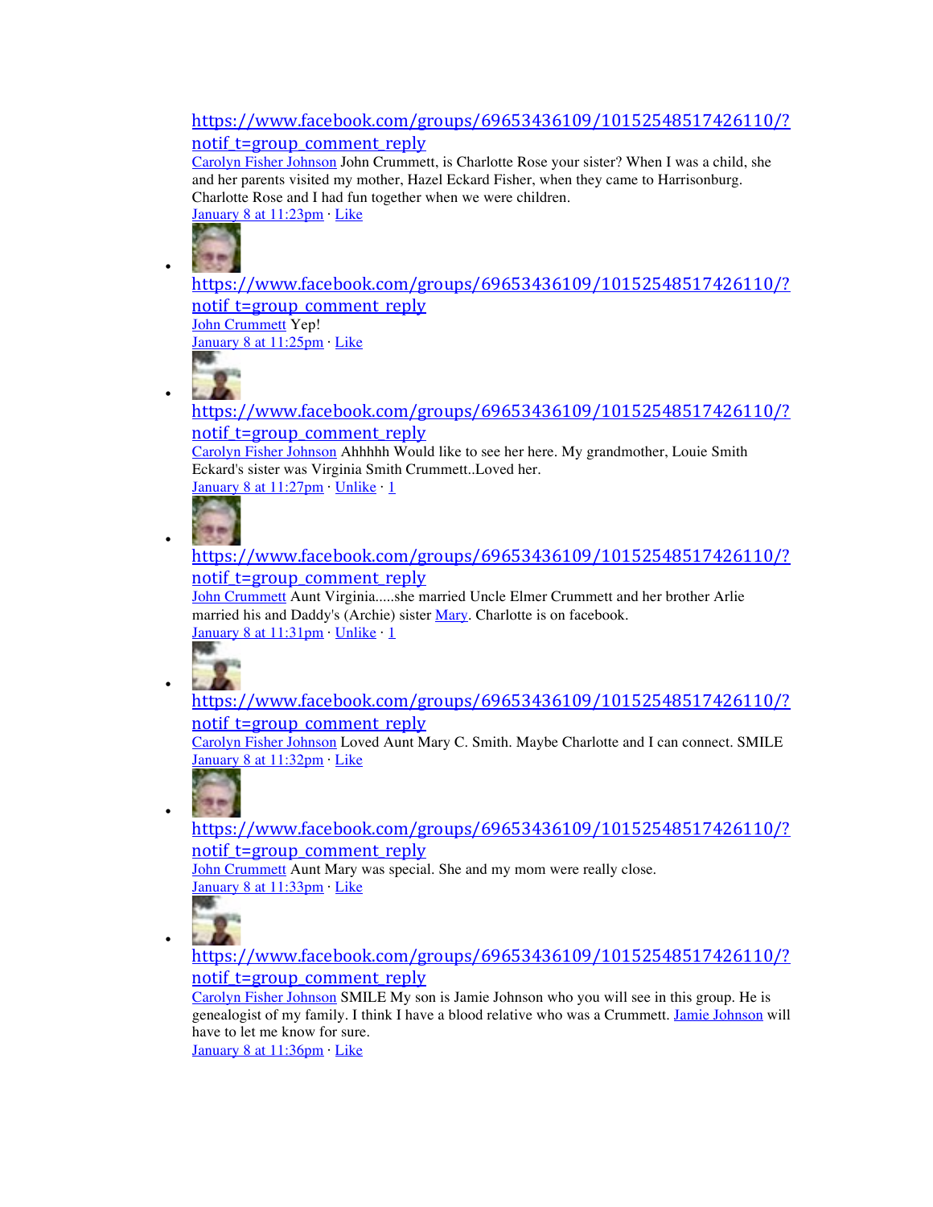- https://www.facebook.com/groups/69653436109/10152548517426110/?notif_t=group_comment_reply
  Carolyn Fisher Johnson John Crummett, is Charlotte Rose your sister? When I was a child, she and her parents visited my mother, Hazel Eckard Fisher, when they came to Harrisonburg. Charlotte Rose and I had fun together when we were children.
  January 8 at 11:23pm · Like

- https://www.facebook.com/groups/69653436109/10152548517426110/?notif_t=group_comment_reply
  John Crummett Yep!
  January 8 at 11:25pm · Like

- https://www.facebook.com/groups/69653436109/10152548517426110/?notif_t=group_comment_reply
  Carolyn Fisher Johnson Ahhhhh Would like to see her here. My grandmother, Louie Smith Eckard's sister was Virginia Smith Crummett..Loved her.
  January 8 at 11:27pm · Unlike · 1

- https://www.facebook.com/groups/69653436109/10152548517426110/?notif_t=group_comment_reply
  John Crummett Aunt Virginia.....she married Uncle Elmer Crummett and her brother Arlie married his and Daddy's (Archie) sister Mary. Charlotte is on facebook.
  January 8 at 11:31pm · Unlike · 1

- https://www.facebook.com/groups/69653436109/10152548517426110/?notif_t=group_comment_reply
  Carolyn Fisher Johnson Loved Aunt Mary C. Smith. Maybe Charlotte and I can connect. SMILE
  January 8 at 11:32pm · Like

- https://www.facebook.com/groups/69653436109/10152548517426110/?notif_t=group_comment_reply
  John Crummett Aunt Mary was special. She and my mom were really close.
  January 8 at 11:33pm · Like

- https://www.facebook.com/groups/69653436109/10152548517426110/?notif_t=group_comment_reply
  Carolyn Fisher Johnson SMILE My son is Jamie Johnson who you will see in this group. He is genealogist of my family. I think I have a blood relative who was a Crummett. Jamie Johnson will have to let me know for sure.
  January 8 at 11:36pm · Like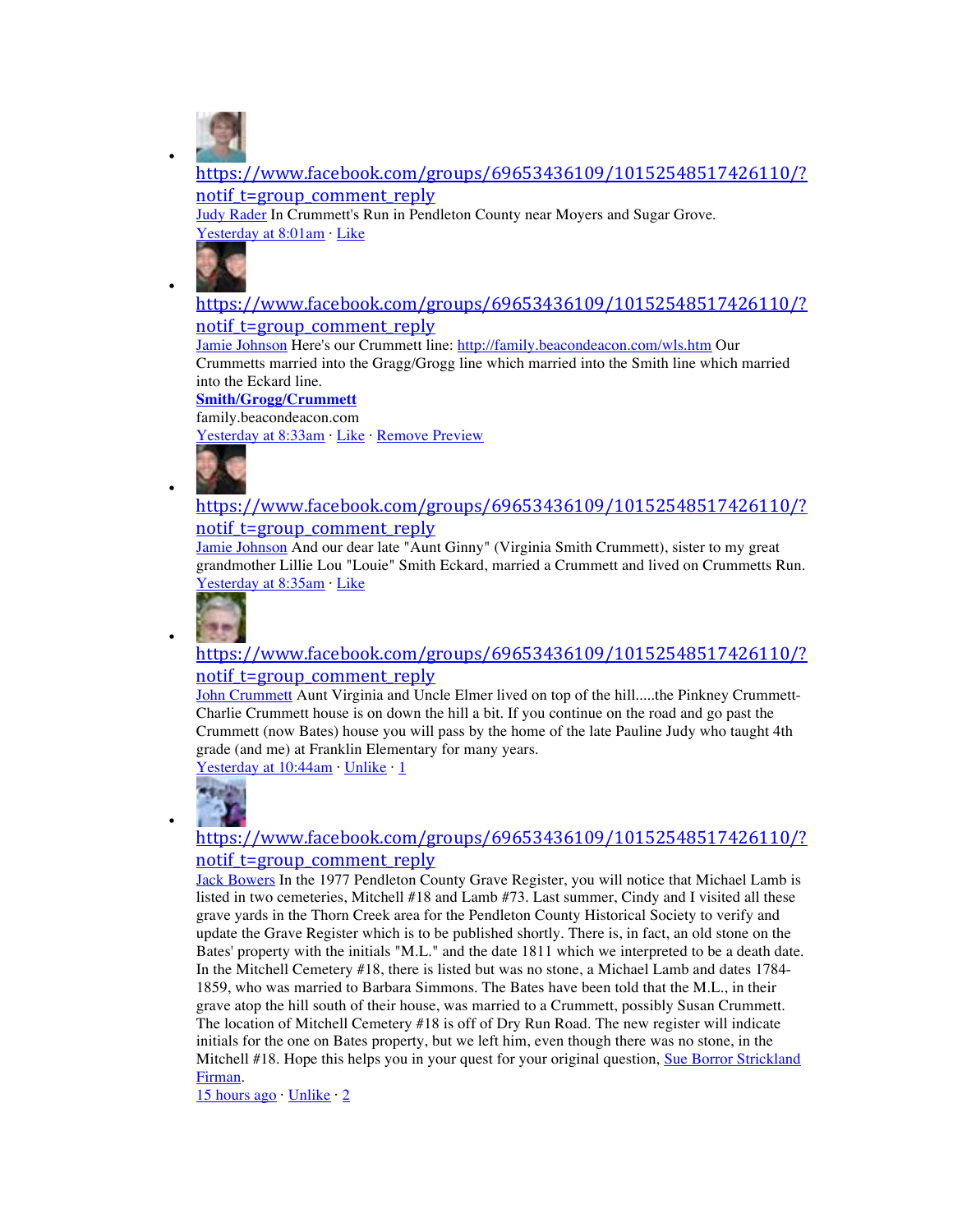- https://www.facebook.com/groups/69653436109/10152548517426110/?notif_t=group_comment_reply
  Judy Rader In Crummett's Run in Pendleton County near Moyers and Sugar Grove.
  Yesterday at 8:01am · Like

- https://www.facebook.com/groups/69653436109/10152548517426110/?notif_t=group_comment_reply
  Jamie Johnson Here's our Crummett line: http://family.beacondeacon.com/wls.htm Our Crummetts married into the Gragg/Grogg line which married into the Smith line which married into the Eckard line.
  **Smith/Grogg/Crummett**
  family.beacondeacon.com
  Yesterday at 8:33am · Like · Remove Preview

- https://www.facebook.com/groups/69653436109/10152548517426110/?notif_t=group_comment_reply
  Jamie Johnson And our dear late "Aunt Ginny" (Virginia Smith Crummett), sister to my great grandmother Lillie Lou "Louie" Smith Eckard, married a Crummett and lived on Crummetts Run.
  Yesterday at 8:35am · Like

- https://www.facebook.com/groups/69653436109/10152548517426110/?notif_t=group_comment_reply
  John Crummett Aunt Virginia and Uncle Elmer lived on top of the hill.....the Pinkney Crummett-Charlie Crummett house is on down the hill a bit. If you continue on the road and go past the Crummett (now Bates) house you will pass by the home of the late Pauline Judy who taught 4th grade (and me) at Franklin Elementary for many years.
  Yesterday at 10:44am · Unlike · 1

- https://www.facebook.com/groups/69653436109/10152548517426110/?notif_t=group_comment_reply
  Jack Bowers In the 1977 Pendleton County Grave Register, you will notice that Michael Lamb is listed in two cemeteries, Mitchell #18 and Lamb #73. Last summer, Cindy and I visited all these grave yards in the Thorn Creek area for the Pendleton County Historical Society to verify and update the Grave Register which is to be published shortly. There is, in fact, an old stone on the Bates' property with the initials "M.L." and the date 1811 which we interpreted to be a death date. In the Mitchell Cemetery #18, there is listed but was no stone, a Michael Lamb and dates 1784-1859, who was married to Barbara Simmons. The Bates have been told that the M.L., in their grave atop the hill south of their house, was married to a Crummett, possibly Susan Crummett. The location of Mitchell Cemetery #18 is off of Dry Run Road. The new register will indicate initials for the one on Bates property, but we left him, even though there was no stone, in the Mitchell #18. Hope this helps you in your quest for your original question, Sue Borror Strickland Firman.
  15 hours ago · Unlike · 2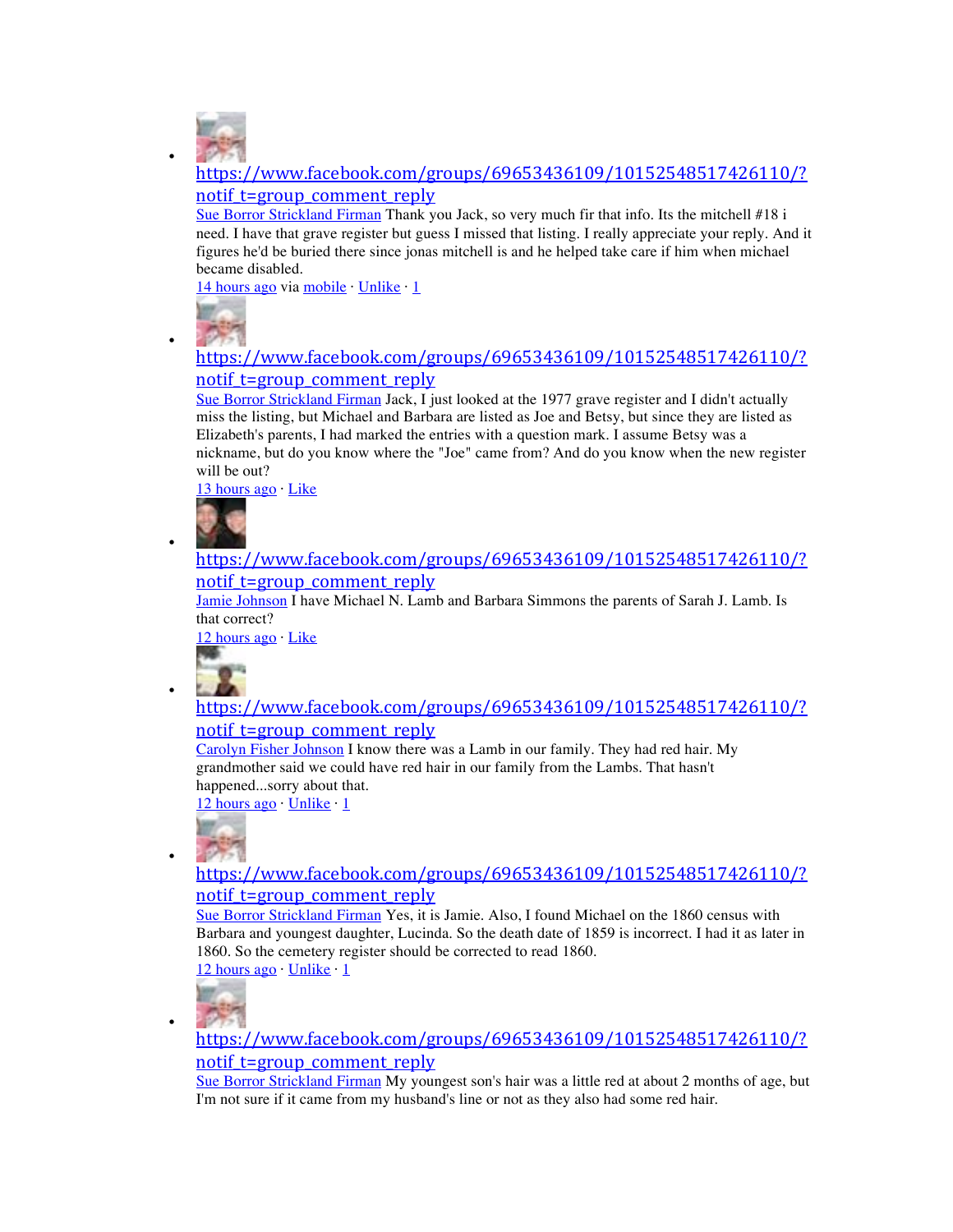- https://www.facebook.com/groups/69653436109/10152548517426110/?notif_t=group_comment_reply
  Sue Borror Strickland Firman Thank you Jack, so very much fir that info. Its the mitchell #18 i need. I have that grave register but guess I missed that listing. I really appreciate your reply. And it figures he'd be buried there since jonas mitchell is and he helped take care if him when michael became disabled.
  14 hours ago via mobile · Unlike · 1

- https://www.facebook.com/groups/69653436109/10152548517426110/?notif_t=group_comment_reply
  Sue Borror Strickland Firman Jack, I just looked at the 1977 grave register and I didn't actually miss the listing, but Michael and Barbara are listed as Joe and Betsy, but since they are listed as Elizabeth's parents, I had marked the entries with a question mark. I assume Betsy was a nickname, but do you know where the "Joe" came from? And do you know when the new register will be out?
  13 hours ago · Like

- https://www.facebook.com/groups/69653436109/10152548517426110/?notif_t=group_comment_reply
  Jamie Johnson I have Michael N. Lamb and Barbara Simmons the parents of Sarah J. Lamb. Is that correct?
  12 hours ago · Like

- https://www.facebook.com/groups/69653436109/10152548517426110/?notif_t=group_comment_reply
  Carolyn Fisher Johnson I know there was a Lamb in our family. They had red hair. My grandmother said we could have red hair in our family from the Lambs. That hasn't happened...sorry about that.
  12 hours ago · Unlike · 1

- https://www.facebook.com/groups/69653436109/10152548517426110/?notif_t=group_comment_reply
  Sue Borror Strickland Firman Yes, it is Jamie. Also, I found Michael on the 1860 census with Barbara and youngest daughter, Lucinda. So the death date of 1859 is incorrect. I had it as later in 1860. So the cemetery register should be corrected to read 1860.
  12 hours ago · Unlike · 1

- https://www.facebook.com/groups/69653436109/10152548517426110/?notif_t=group_comment_reply
  Sue Borror Strickland Firman My youngest son's hair was a little red at about 2 months of age, but I'm not sure if it came from my husband's line or not as they also had some red hair.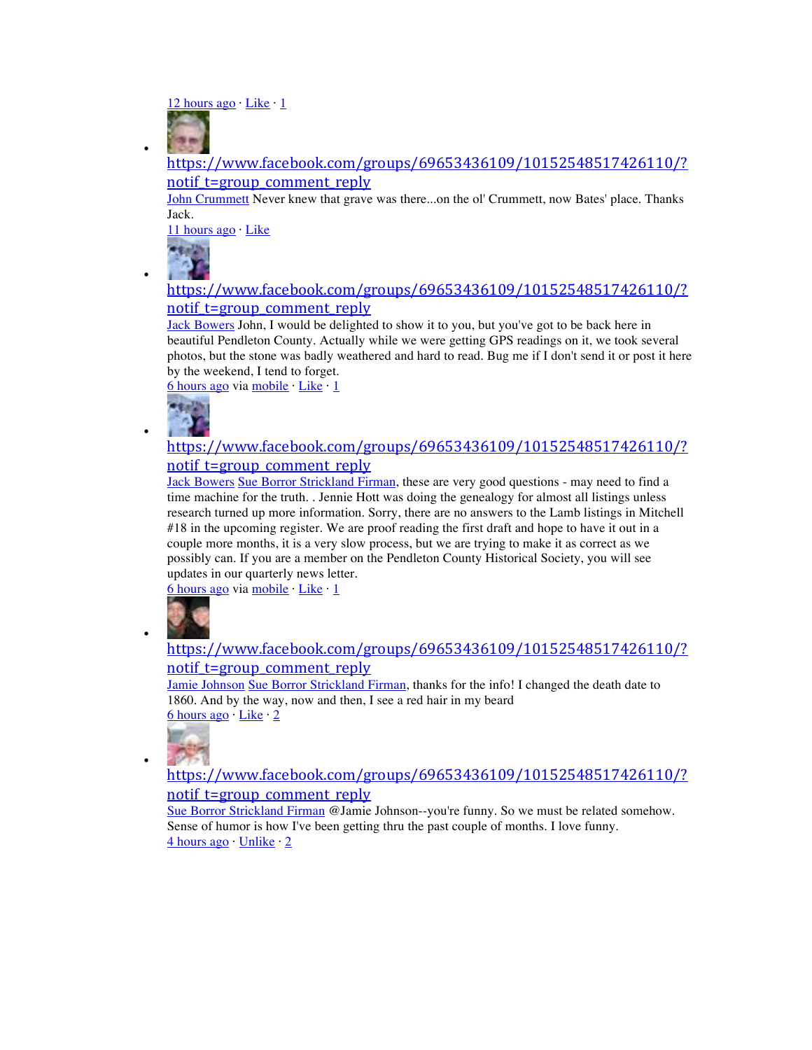12 hours ago · Like · 1

- https://www.facebook.com/groups/69653436109/10152548517426110/?notif_t=group_comment_reply
  John Crummett Never knew that grave was there...on the ol' Crummett, now Bates' place. Thanks Jack.
  11 hours ago · Like
- https://www.facebook.com/groups/69653436109/10152548517426110/?notif_t=group_comment_reply
  Jack Bowers John, I would be delighted to show it to you, but you've got to be back here in beautiful Pendleton County. Actually while we were getting GPS readings on it, we took several photos, but the stone was badly weathered and hard to read. Bug me if I don't send it or post it here by the weekend, I tend to forget.
  6 hours ago via mobile · Like · 1
- https://www.facebook.com/groups/69653436109/10152548517426110/?notif_t=group_comment_reply
  Jack Bowers Sue Borror Strickland Firman, these are very good questions - may need to find a time machine for the truth. . Jennie Hott was doing the genealogy for almost all listings unless research turned up more information. Sorry, there are no answers to the Lamb listings in Mitchell #18 in the upcoming register. We are proof reading the first draft and hope to have it out in a couple more months, it is a very slow process, but we are trying to make it as correct as we possibly can. If you are a member on the Pendleton County Historical Society, you will see updates in our quarterly news letter.
  6 hours ago via mobile · Like · 1
- https://www.facebook.com/groups/69653436109/10152548517426110/?notif_t=group_comment_reply
  Jamie Johnson Sue Borror Strickland Firman, thanks for the info! I changed the death date to 1860. And by the way, now and then, I see a red hair in my beard
  6 hours ago · Like · 2
- https://www.facebook.com/groups/69653436109/10152548517426110/?notif_t=group_comment_reply
  Sue Borror Strickland Firman @Jamie Johnson--you're funny. So we must be related somehow. Sense of humor is how I've been getting thru the past couple of months. I love funny.
  4 hours ago · Unlike · 2